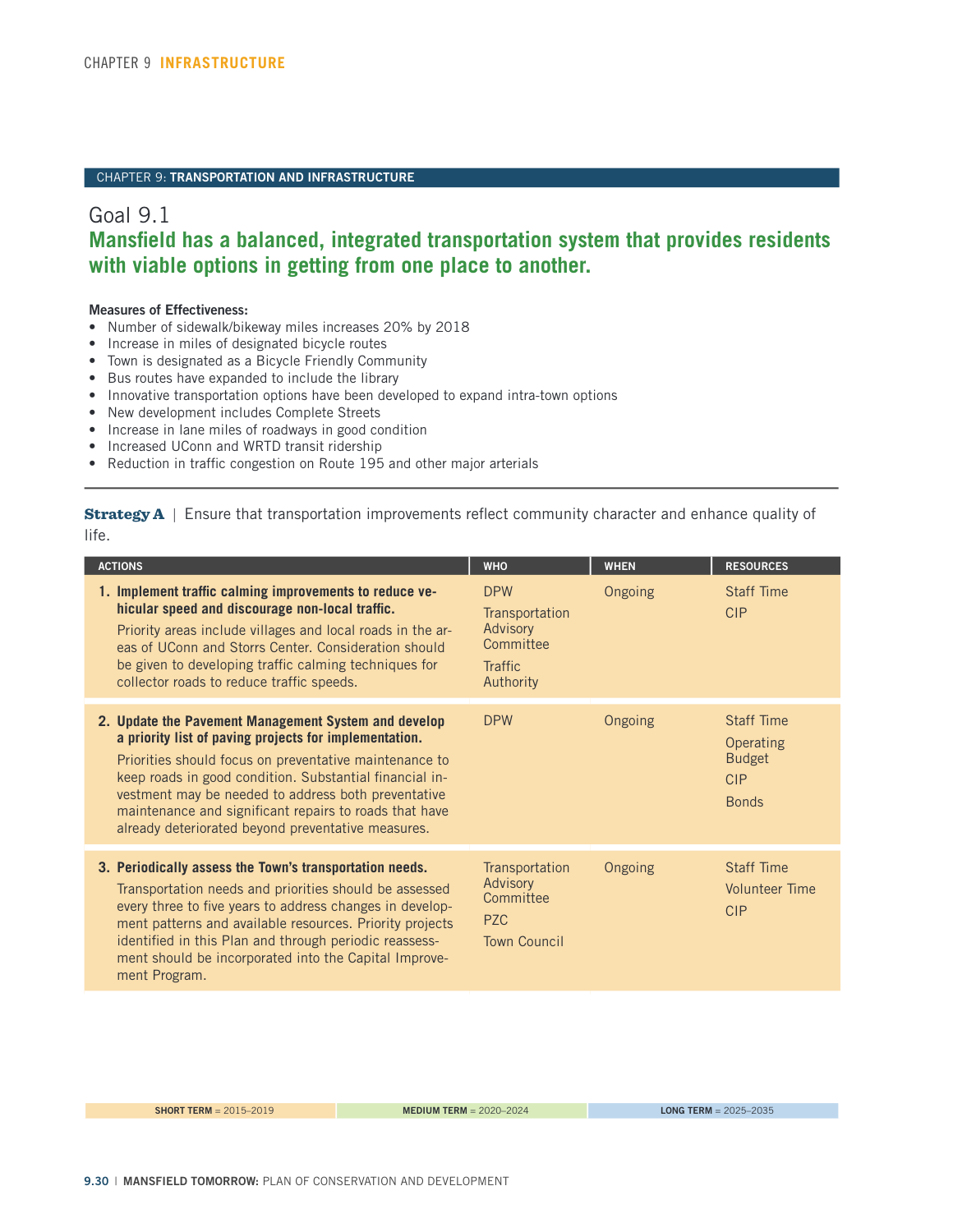CHAPTER 9: **TRANSPORTATION AND INFRASTRUCTURE**

## Goal 9.1
## Mansfield has a balanced, integrated transportation system that provides residents with viable options in getting from one place to another.

**Measures of Effectiveness:**

- Number of sidewalk/bikeway miles increases 20% by 2018
- Increase in miles of designated bicycle routes
- Town is designated as a Bicycle Friendly Community
- Bus routes have expanded to include the library
- Innovative transportation options have been developed to expand intra-town options
- New development includes Complete Streets
- Increase in lane miles of roadways in good condition
- Increased UConn and WRTD transit ridership
- Reduction in traffic congestion on Route 195 and other major arterials

**Strategy A** | Ensure that transportation improvements reflect community character and enhance quality of life.

| ACTIONS | WHO | WHEN | RESOURCES |
|---|---|---|---|
| **1. Implement traffic calming improvements to reduce vehicular speed and discourage non-local traffic.** Priority areas include villages and local roads in the areas of UConn and Storrs Center. Consideration should be given to developing traffic calming techniques for collector roads to reduce traffic speeds. | DPW<br>Transportation Advisory Committee<br>Traffic Authority | Ongoing | Staff Time<br>CIP |
| **2. Update the Pavement Management System and develop a priority list of paving projects for implementation.** Priorities should focus on preventative maintenance to keep roads in good condition. Substantial financial investment may be needed to address both preventative maintenance and significant repairs to roads that have already deteriorated beyond preventative measures. | DPW | Ongoing | Staff Time<br>Operating Budget<br>CIP<br>Bonds |
| **3. Periodically assess the Town's transportation needs.** Transportation needs and priorities should be assessed every three to five years to address changes in development patterns and available resources. Priority projects identified in this Plan and through periodic reassessment should be incorporated into the Capital Improvement Program. | Transportation Advisory Committee<br>PZC<br>Town Council | Ongoing | Staff Time<br>Volunteer Time<br>CIP |

**SHORT TERM** = 2015–2019 | **MEDIUM TERM** = 2020–2024 | **LONG TERM** = 2025–2035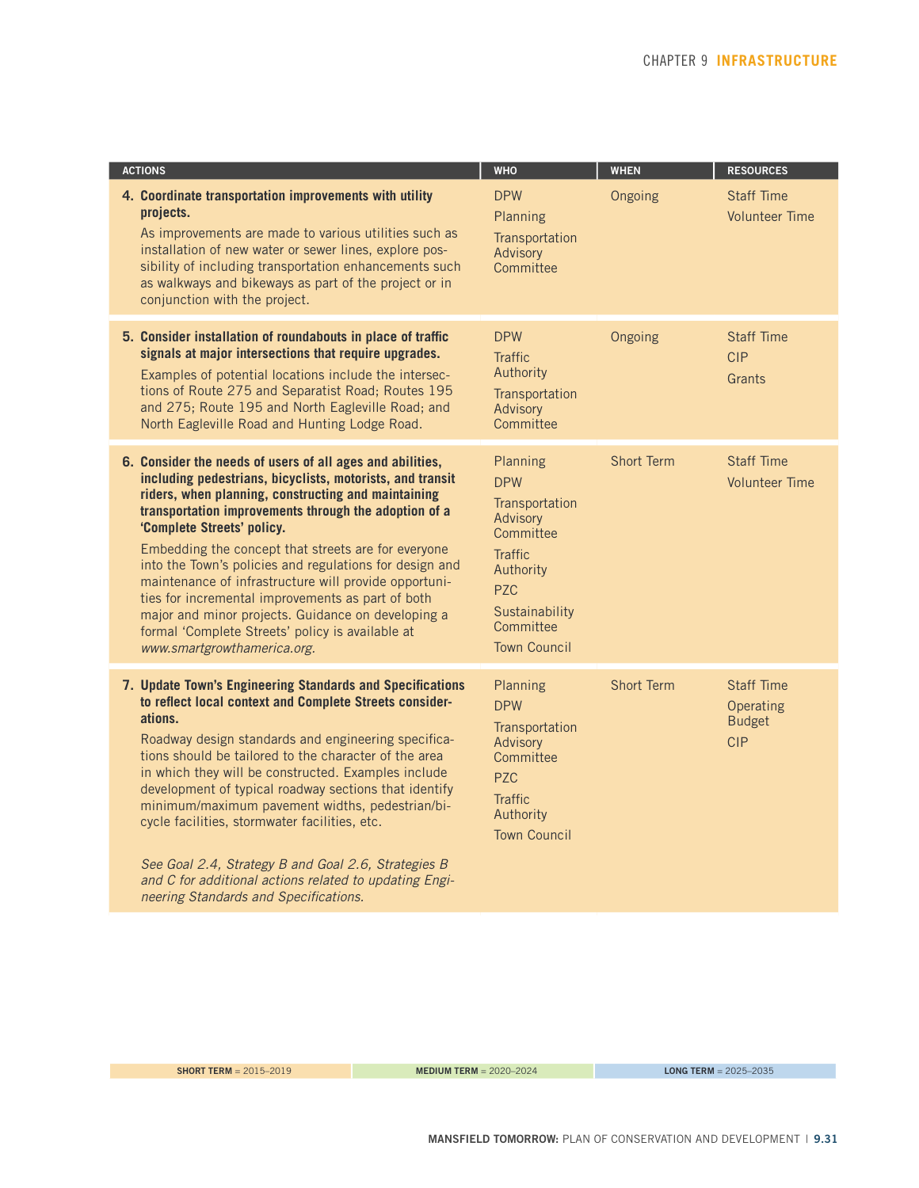| ACTIONS | WHO | WHEN | RESOURCES |
|---|---|---|---|
| **4. Coordinate transportation improvements with utility projects.** As improvements are made to various utilities such as installation of new water or sewer lines, explore possibility of including transportation enhancements such as walkways and bikeways as part of the project or in conjunction with the project. | DPW<br>Planning<br>Transportation Advisory Committee | Ongoing | Staff Time<br>Volunteer Time |
| **5. Consider installation of roundabouts in place of traffic signals at major intersections that require upgrades.** Examples of potential locations include the intersections of Route 275 and Separatist Road; Routes 195 and 275; Route 195 and North Eagleville Road; and North Eagleville Road and Hunting Lodge Road. | DPW<br>Traffic Authority<br>Transportation Advisory Committee | Ongoing | Staff Time<br>CIP<br>Grants |
| **6. Consider the needs of users of all ages and abilities, including pedestrians, bicyclists, motorists, and transit riders, when planning, constructing and maintaining transportation improvements through the adoption of a 'Complete Streets' policy.** Embedding the concept that streets are for everyone into the Town's policies and regulations for design and maintenance of infrastructure will provide opportunities for incremental improvements as part of both major and minor projects. Guidance on developing a formal 'Complete Streets' policy is available at *www.smartgrowthamerica.org.* | Planning<br>DPW<br>Transportation Advisory Committee<br>Traffic Authority<br>PZC<br>Sustainability Committee<br>Town Council | Short Term | Staff Time<br>Volunteer Time |
| **7. Update Town's Engineering Standards and Specifications to reflect local context and Complete Streets considerations.** Roadway design standards and engineering specifications should be tailored to the character of the area in which they will be constructed. Examples include development of typical roadway sections that identify minimum/maximum pavement widths, pedestrian/bicycle facilities, stormwater facilities, etc. *See Goal 2.4, Strategy B and Goal 2.6, Strategies B and C for additional actions related to updating Engineering Standards and Specifications.* | Planning<br>DPW<br>Transportation Advisory Committee<br>PZC<br>Traffic Authority<br>Town Council | Short Term | Staff Time<br>Operating Budget<br>CIP |

**SHORT TERM** = 2015–2019 | **MEDIUM TERM** = 2020–2024 | **LONG TERM** = 2025–2035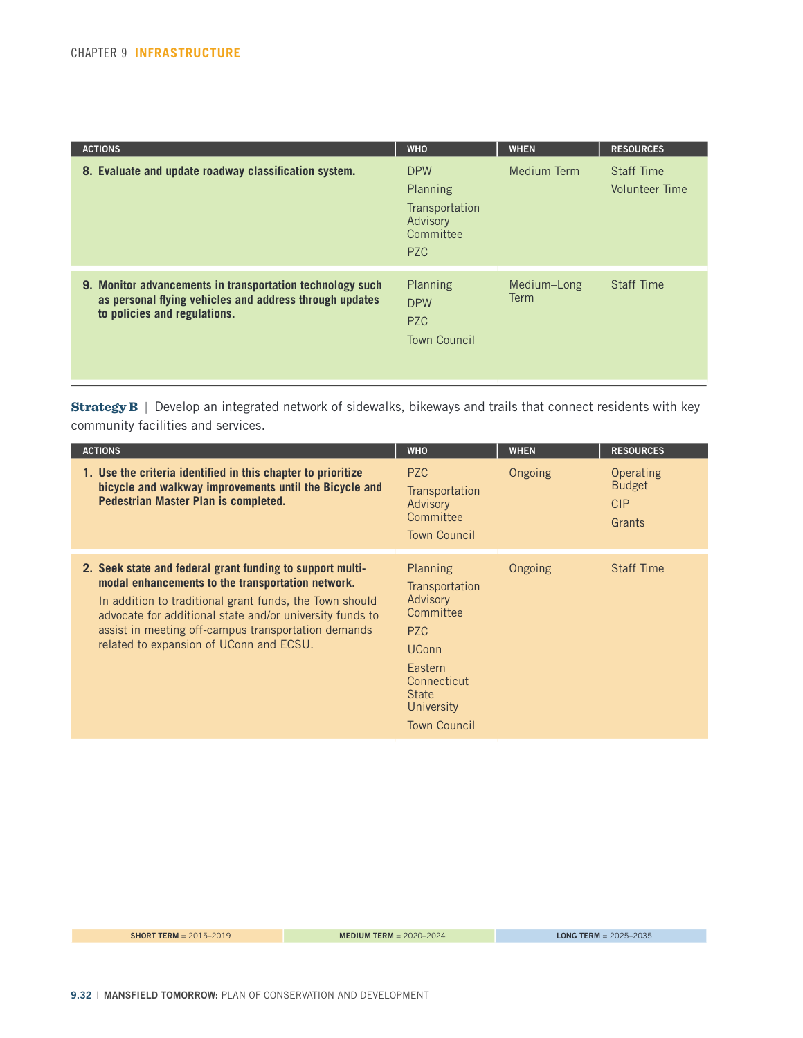| ACTIONS | WHO | WHEN | RESOURCES |
|---|---|---|---|
| **8. Evaluate and update roadway classification system.** | DPW<br>Planning<br>Transportation Advisory Committee<br>PZC | Medium Term | Staff Time<br>Volunteer Time |
| **9. Monitor advancements in transportation technology such as personal flying vehicles and address through updates to policies and regulations.** | Planning<br>DPW<br>PZC<br>Town Council | Medium–Long Term | Staff Time |

**Strategy B** | Develop an integrated network of sidewalks, bikeways and trails that connect residents with key community facilities and services.

| ACTIONS | WHO | WHEN | RESOURCES |
|---|---|---|---|
| **1. Use the criteria identified in this chapter to prioritize bicycle and walkway improvements until the Bicycle and Pedestrian Master Plan is completed.** | PZC<br>Transportation Advisory Committee<br>Town Council | Ongoing | Operating Budget<br>CIP<br>Grants |
| **2. Seek state and federal grant funding to support multi-modal enhancements to the transportation network.** In addition to traditional grant funds, the Town should advocate for additional state and/or university funds to assist in meeting off-campus transportation demands related to expansion of UConn and ECSU. | Planning<br>Transportation Advisory Committee<br>PZC<br>UConn<br>Eastern Connecticut State University<br>Town Council | Ongoing | Staff Time |

**SHORT TERM** = 2015–2019 | **MEDIUM TERM** = 2020–2024 | **LONG TERM** = 2025–2035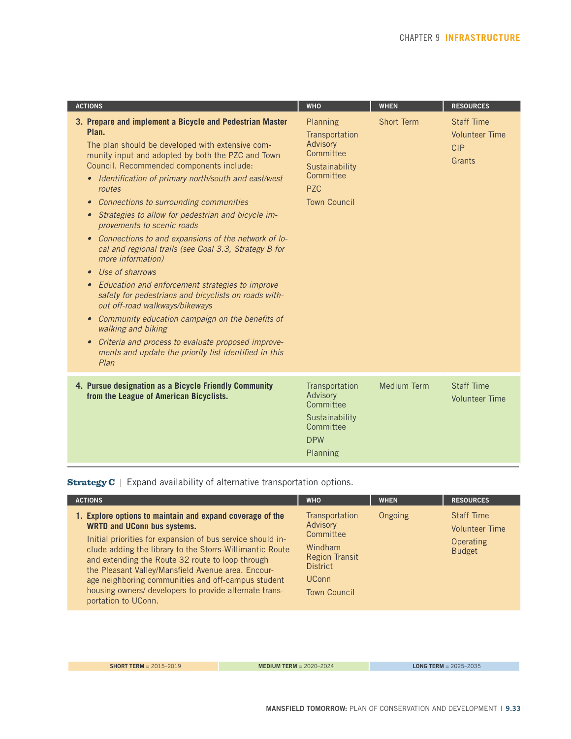| ACTIONS | WHO | WHEN | RESOURCES |
|---|---|---|---|
| **3. Prepare and implement a Bicycle and Pedestrian Master Plan.**<br>The plan should be developed with extensive community input and adopted by both the PZC and Town Council. Recommended components include:<br>• *Identification of primary north/south and east/west routes*<br>• *Connections to surrounding communities*<br>• *Strategies to allow for pedestrian and bicycle improvements to scenic roads*<br>• *Connections to and expansions of the network of local and regional trails (see Goal 3.3, Strategy B for more information)*<br>• *Use of sharrows*<br>• *Education and enforcement strategies to improve safety for pedestrians and bicyclists on roads without off-road walkways/bikeways*<br>• *Community education campaign on the benefits of walking and biking*<br>• *Criteria and process to evaluate proposed improvements and update the priority list identified in this Plan* | Planning<br>Transportation Advisory Committee<br>Sustainability Committee<br>PZC<br>Town Council | Short Term | Staff Time<br>Volunteer Time<br>CIP<br>Grants |
| **4. Pursue designation as a Bicycle Friendly Community from the League of American Bicyclists.** | Transportation Advisory Committee<br>Sustainability Committee<br>DPW<br>Planning | Medium Term | Staff Time<br>Volunteer Time |

**Strategy C** | Expand availability of alternative transportation options.

| ACTIONS | WHO | WHEN | RESOURCES |
|---|---|---|---|
| **1. Explore options to maintain and expand coverage of the WRTD and UConn bus systems.**<br>Initial priorities for expansion of bus service should include adding the library to the Storrs-Willimantic Route and extending the Route 32 route to loop through the Pleasant Valley/Mansfield Avenue area. Encourage neighboring communities and off-campus student housing owners/ developers to provide alternate transportation to UConn. | Transportation Advisory Committee<br>Windham Region Transit District<br>UConn<br>Town Council | Ongoing | Staff Time<br>Volunteer Time<br>Operating Budget |

**SHORT TERM** = 2015–2019 | **MEDIUM TERM** = 2020–2024 | **LONG TERM** = 2025–2035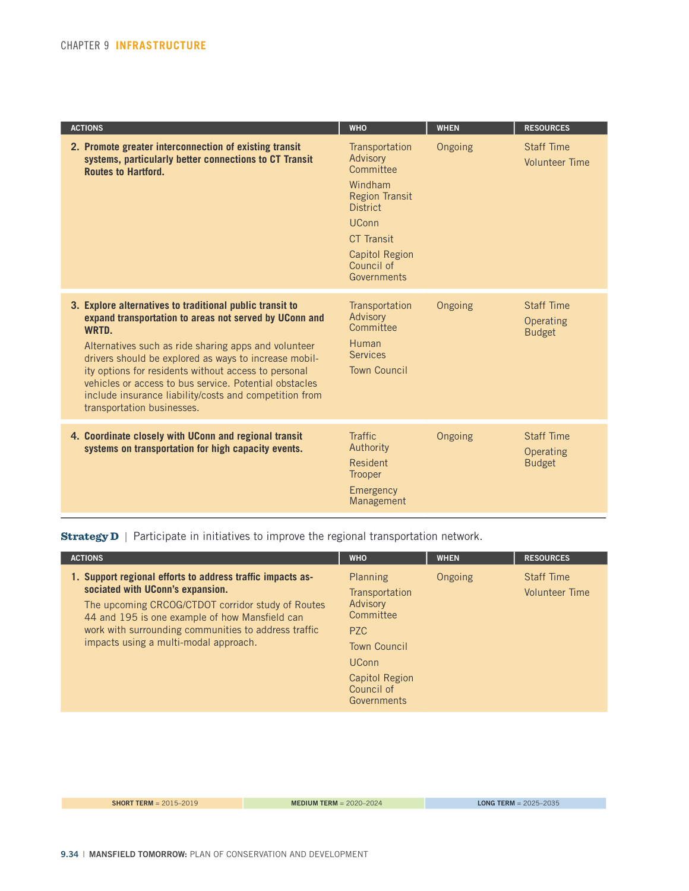| ACTIONS | WHO | WHEN | RESOURCES |
|---|---|---|---|
| **2. Promote greater interconnection of existing transit systems, particularly better connections to CT Transit Routes to Hartford.** | Transportation Advisory Committee<br>Windham Region Transit District<br>UConn<br>CT Transit<br>Capitol Region Council of Governments | Ongoing | Staff Time<br>Volunteer Time |
| **3. Explore alternatives to traditional public transit to expand transportation to areas not served by UConn and WRTD.**<br>Alternatives such as ride sharing apps and volunteer drivers should be explored as ways to increase mobility options for residents without access to personal vehicles or access to bus service. Potential obstacles include insurance liability/costs and competition from transportation businesses. | Transportation Advisory Committee<br>Human Services<br>Town Council | Ongoing | Staff Time<br>Operating Budget |
| **4. Coordinate closely with UConn and regional transit systems on transportation for high capacity events.** | Traffic Authority<br>Resident Trooper<br>Emergency Management | Ongoing | Staff Time<br>Operating Budget |

**Strategy D** | Participate in initiatives to improve the regional transportation network.

| ACTIONS | WHO | WHEN | RESOURCES |
|---|---|---|---|
| **1. Support regional efforts to address traffic impacts associated with UConn's expansion.**<br>The upcoming CRCOG/CTDOT corridor study of Routes 44 and 195 is one example of how Mansfield can work with surrounding communities to address traffic impacts using a multi-modal approach. | Planning<br>Transportation Advisory Committee<br>PZC<br>Town Council<br>UConn<br>Capitol Region Council of Governments | Ongoing | Staff Time<br>Volunteer Time |

**SHORT TERM** = 2015–2019 | **MEDIUM TERM** = 2020–2024 | **LONG TERM** = 2025–2035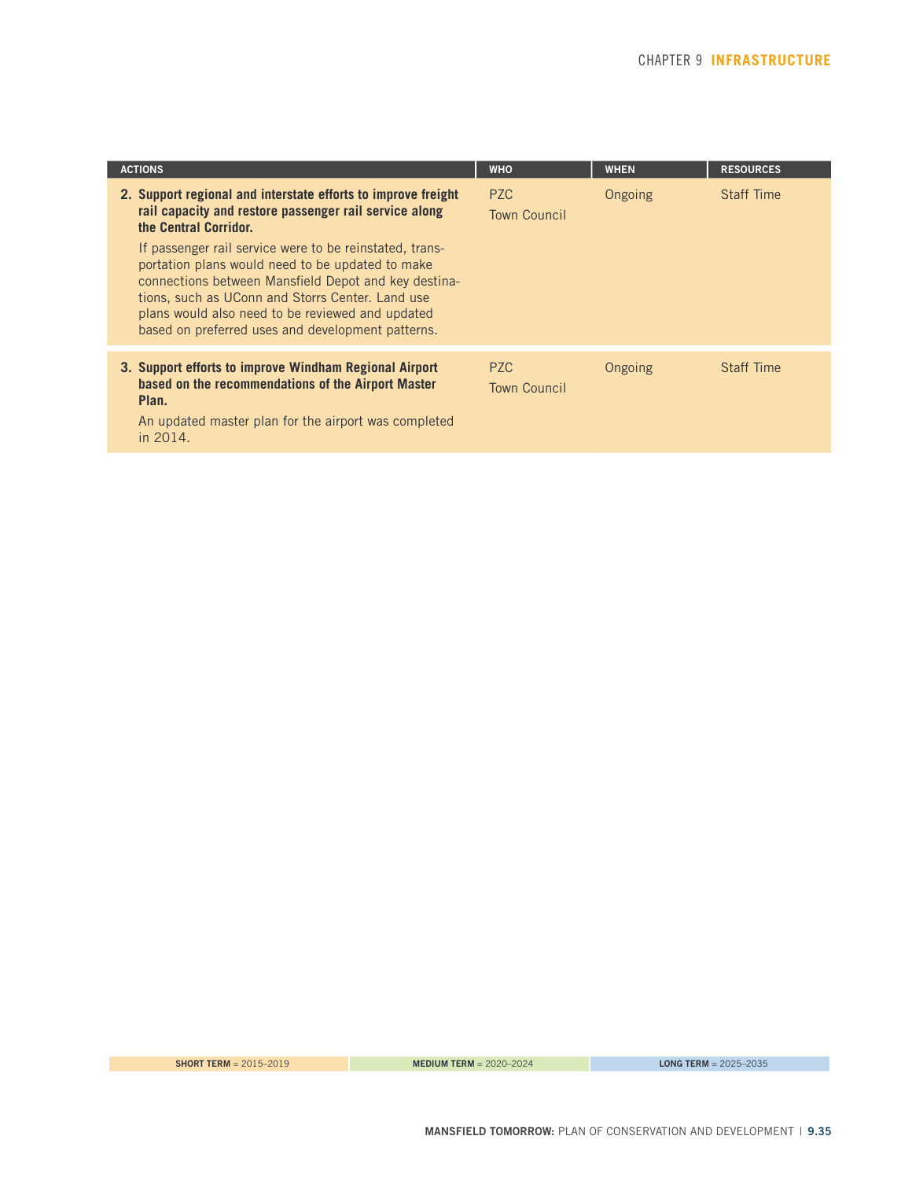| ACTIONS | WHO | WHEN | RESOURCES |
|---|---|---|---|
| **2. Support regional and interstate efforts to improve freight rail capacity and restore passenger rail service along the Central Corridor.**<br>If passenger rail service were to be reinstated, transportation plans would need to be updated to make connections between Mansfield Depot and key destinations, such as UConn and Storrs Center. Land use plans would also need to be reviewed and updated based on preferred uses and development patterns. | PZC<br>Town Council | Ongoing | Staff Time |
| **3. Support efforts to improve Windham Regional Airport based on the recommendations of the Airport Master Plan.**<br>An updated master plan for the airport was completed in 2014. | PZC<br>Town Council | Ongoing | Staff Time |

**SHORT TERM** = 2015–2019 | **MEDIUM TERM** = 2020–2024 | **LONG TERM** = 2025–2035